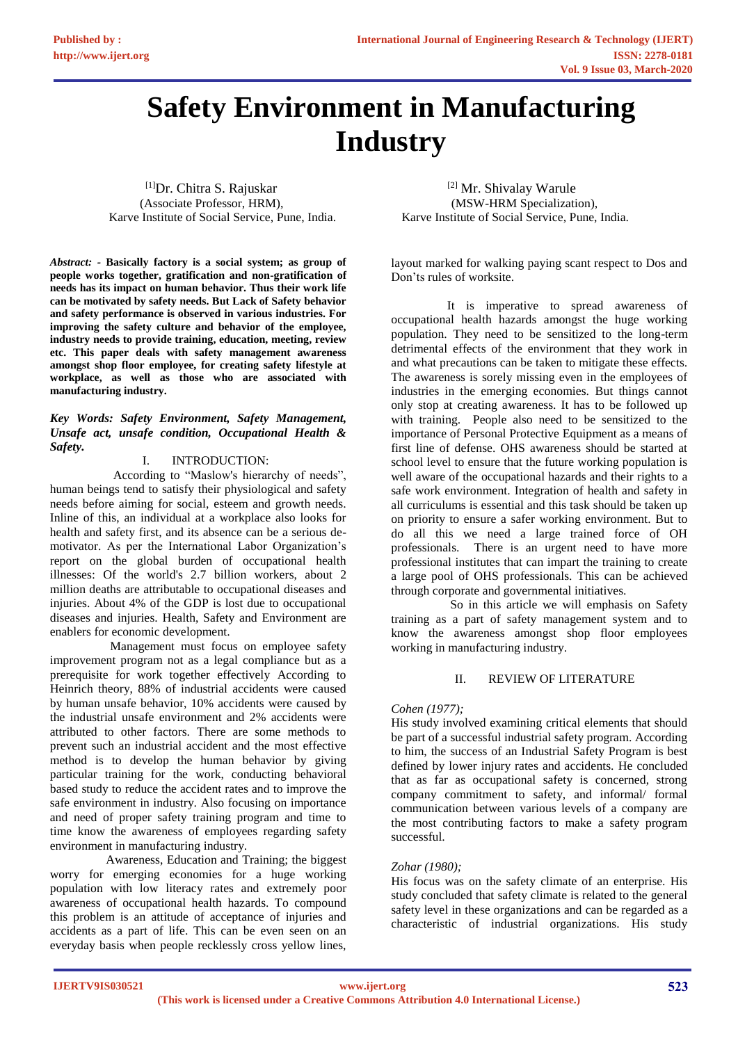# Safety Environment in Manufacturing Industry

[1]Dr. Chitra S. Rajuskar
(Associate Professor, HRM),
Karve Institute of Social Service, Pune, India.

[2] Mr. Shivalay Warule
(MSW-HRM Specialization),
Karve Institute of Social Service, Pune, India.

*Abstract:* - **Basically factory is a social system; as group of people works together, gratification and non-gratification of needs has its impact on human behavior. Thus their work life can be motivated by safety needs. But Lack of Safety behavior and safety performance is observed in various industries. For improving the safety culture and behavior of the employee, industry needs to provide training, education, meeting, review etc. This paper deals with safety management awareness amongst shop floor employee, for creating safety lifestyle at workplace, as well as those who are associated with manufacturing industry.**

***Key Words: Safety Environment, Safety Management, Unsafe act, unsafe condition, Occupational Health & Safety.***

## I. INTRODUCTION:

According to "Maslow's hierarchy of needs", human beings tend to satisfy their physiological and safety needs before aiming for social, esteem and growth needs. Inline of this, an individual at a workplace also looks for health and safety first, and its absence can be a serious de-motivator. As per the International Labor Organization's report on the global burden of occupational health illnesses: Of the world's 2.7 billion workers, about 2 million deaths are attributable to occupational diseases and injuries. About 4% of the GDP is lost due to occupational diseases and injuries. Health, Safety and Environment are enablers for economic development.

Management must focus on employee safety improvement program not as a legal compliance but as a prerequisite for work together effectively According to Heinrich theory, 88% of industrial accidents were caused by human unsafe behavior, 10% accidents were caused by the industrial unsafe environment and 2% accidents were attributed to other factors. There are some methods to prevent such an industrial accident and the most effective method is to develop the human behavior by giving particular training for the work, conducting behavioral based study to reduce the accident rates and to improve the safe environment in industry. Also focusing on importance and need of proper safety training program and time to time know the awareness of employees regarding safety environment in manufacturing industry.

Awareness, Education and Training; the biggest worry for emerging economies for a huge working population with low literacy rates and extremely poor awareness of occupational health hazards. To compound this problem is an attitude of acceptance of injuries and accidents as a part of life. This can be even seen on an everyday basis when people recklessly cross yellow lines, layout marked for walking paying scant respect to Dos and Don'ts rules of worksite.

It is imperative to spread awareness of occupational health hazards amongst the huge working population. They need to be sensitized to the long-term detrimental effects of the environment that they work in and what precautions can be taken to mitigate these effects. The awareness is sorely missing even in the employees of industries in the emerging economies. But things cannot only stop at creating awareness. It has to be followed up with training. People also need to be sensitized to the importance of Personal Protective Equipment as a means of first line of defense. OHS awareness should be started at school level to ensure that the future working population is well aware of the occupational hazards and their rights to a safe work environment. Integration of health and safety in all curriculums is essential and this task should be taken up on priority to ensure a safer working environment. But to do all this we need a large trained force of OH professionals. There is an urgent need to have more professional institutes that can impart the training to create a large pool of OHS professionals. This can be achieved through corporate and governmental initiatives.

So in this article we will emphasis on Safety training as a part of safety management system and to know the awareness amongst shop floor employees working in manufacturing industry.

## II. REVIEW OF LITERATURE

*Cohen (1977);*
His study involved examining critical elements that should be part of a successful industrial safety program. According to him, the success of an Industrial Safety Program is best defined by lower injury rates and accidents. He concluded that as far as occupational safety is concerned, strong company commitment to safety, and informal/ formal communication between various levels of a company are the most contributing factors to make a safety program successful.

*Zohar (1980);*
His focus was on the safety climate of an enterprise. His study concluded that safety climate is related to the general safety level in these organizations and can be regarded as a characteristic of industrial organizations. His study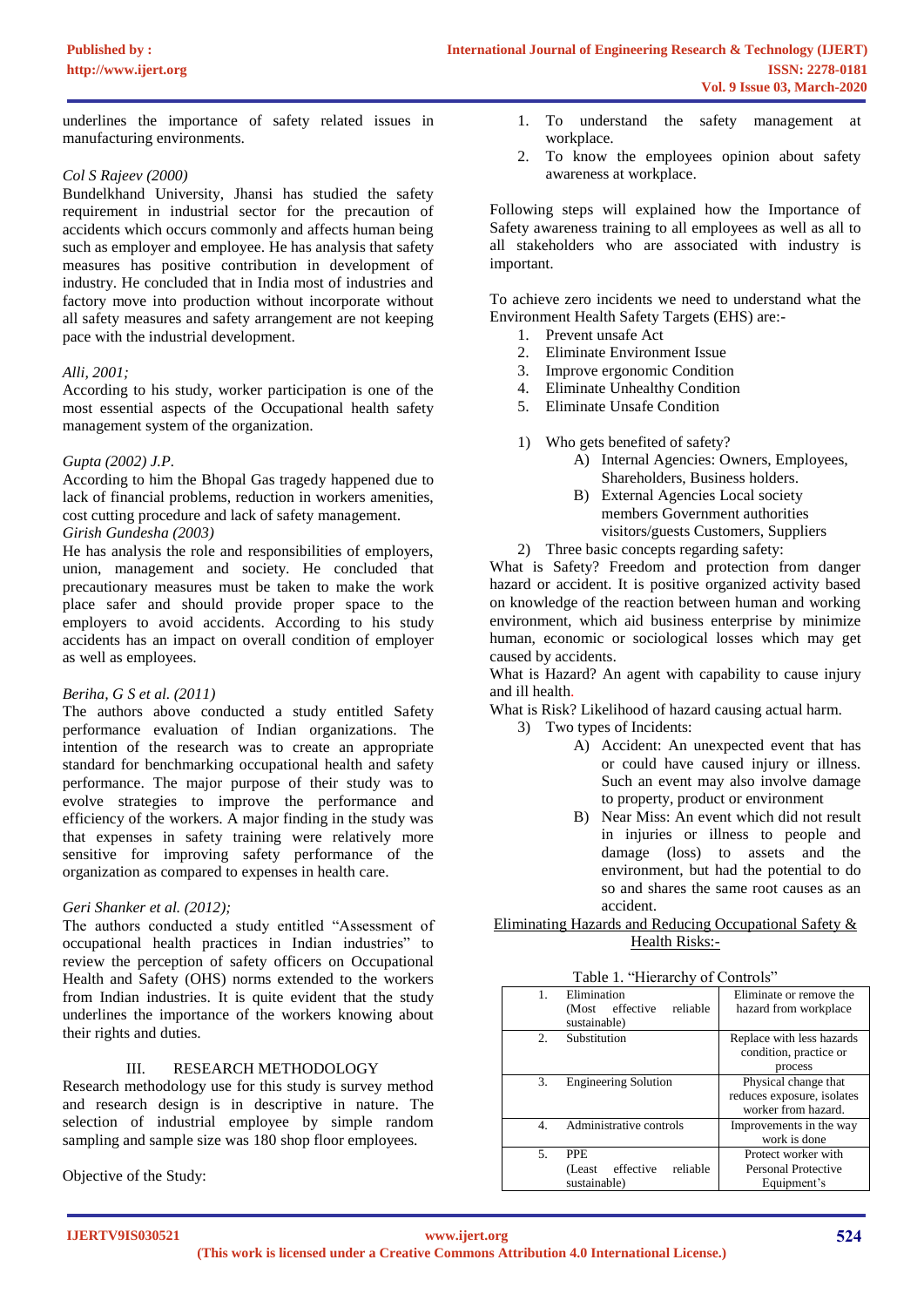underlines the importance of safety related issues in manufacturing environments.

*Col S Rajeev (2000)*

Bundelkhand University, Jhansi has studied the safety requirement in industrial sector for the precaution of accidents which occurs commonly and affects human being such as employer and employee. He has analysis that safety measures has positive contribution in development of industry. He concluded that in India most of industries and factory move into production without incorporate without all safety measures and safety arrangement are not keeping pace with the industrial development.

*Alli, 2001;*

According to his study, worker participation is one of the most essential aspects of the Occupational health safety management system of the organization.

*Gupta (2002) J.P.*

According to him the Bhopal Gas tragedy happened due to lack of financial problems, reduction in workers amenities, cost cutting procedure and lack of safety management.

*Girish Gundesha (2003)*

He has analysis the role and responsibilities of employers, union, management and society. He concluded that precautionary measures must be taken to make the work place safer and should provide proper space to the employers to avoid accidents. According to his study accidents has an impact on overall condition of employer as well as employees.

*Beriha, G S et al. (2011)*

The authors above conducted a study entitled Safety performance evaluation of Indian organizations. The intention of the research was to create an appropriate standard for benchmarking occupational health and safety performance. The major purpose of their study was to evolve strategies to improve the performance and efficiency of the workers. A major finding in the study was that expenses in safety training were relatively more sensitive for improving safety performance of the organization as compared to expenses in health care.

*Geri Shanker et al. (2012);*

The authors conducted a study entitled "Assessment of occupational health practices in Indian industries" to review the perception of safety officers on Occupational Health and Safety (OHS) norms extended to the workers from Indian industries. It is quite evident that the study underlines the importance of the workers knowing about their rights and duties.

## III. RESEARCH METHODOLOGY

Research methodology use for this study is survey method and research design is in descriptive in nature. The selection of industrial employee by simple random sampling and sample size was 180 shop floor employees.

Objective of the Study:

1. To understand the safety management at workplace.
2. To know the employees opinion about safety awareness at workplace.

Following steps will explained how the Importance of Safety awareness training to all employees as well as all to all stakeholders who are associated with industry is important.

To achieve zero incidents we need to understand what the Environment Health Safety Targets (EHS) are:-

1. Prevent unsafe Act
2. Eliminate Environment Issue
3. Improve ergonomic Condition
4. Eliminate Unhealthy Condition
5. Eliminate Unsafe Condition

1) Who gets benefited of safety?
   - A) Internal Agencies: Owners, Employees, Shareholders, Business holders.
   - B) External Agencies Local society members Government authorities visitors/guests Customers, Suppliers
2) Three basic concepts regarding safety:

What is Safety? Freedom and protection from danger hazard or accident. It is positive organized activity based on knowledge of the reaction between human and working environment, which aid business enterprise by minimize human, economic or sociological losses which may get caused by accidents.

What is Hazard? An agent with capability to cause injury and ill health.

What is Risk? Likelihood of hazard causing actual harm.

3) Two types of Incidents:
   - A) Accident: An unexpected event that has or could have caused injury or illness. Such an event may also involve damage to property, product or environment
   - B) Near Miss: An event which did not result in injuries or illness to people and damage (loss) to assets and the environment, but had the potential to do so and shares the same root causes as an accident.

<u>Eliminating Hazards and Reducing Occupational Safety & Health Risks:-</u>

Table 1. "Hierarchy of Controls"

| | | |
|---|---|---|
| 1. | Elimination (Most effective reliable sustainable) | Eliminate or remove the hazard from workplace |
| 2. | Substitution | Replace with less hazards condition, practice or process |
| 3. | Engineering Solution | Physical change that reduces exposure, isolates worker from hazard. |
| 4. | Administrative controls | Improvements in the way work is done |
| 5. | PPE (Least effective reliable sustainable) | Protect worker with Personal Protective Equipment's |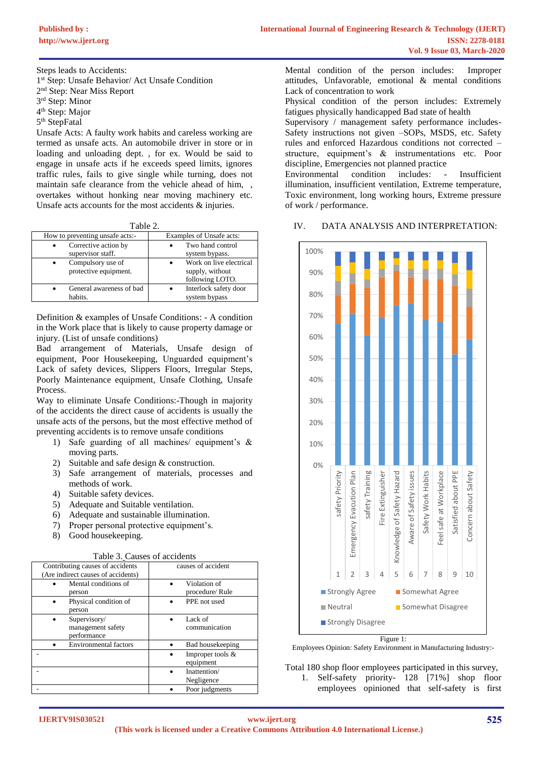Steps leads to Accidents:
1st Step: Unsafe Behavior/ Act Unsafe Condition
2nd Step: Near Miss Report
3rd Step: Minor
4th Step: Major
5th StepFatal

Unsafe Acts: A faulty work habits and careless working are termed as unsafe acts. An automobile driver in store or in loading and unloading dept. , for ex. Would be said to engage in unsafe acts if he exceeds speed limits, ignores traffic rules, fails to give single while turning, does not maintain safe clearance from the vehicle ahead of him, , overtakes without honking near moving machinery etc. Unsafe acts accounts for the most accidents & injuries.

Table 2.

| How to preventing unsafe acts:- | Examples of Unsafe acts: |
|---|---|
| • Corrective action by supervisor staff. | • Two hand control system bypass. |
| • Compulsory use of protective equipment. | • Work on live electrical supply, without following LOTO. |
| • General awareness of bad habits. | • Interlock safety door system bypass |

Definition & examples of Unsafe Conditions: - A condition in the Work place that is likely to cause property damage or injury. (List of unsafe conditions)

Bad arrangement of Materials, Unsafe design of equipment, Poor Housekeeping, Unguarded equipment's Lack of safety devices, Slippers Floors, Irregular Steps, Poorly Maintenance equipment, Unsafe Clothing, Unsafe Process.

Way to eliminate Unsafe Conditions:-Though in majority of the accidents the direct cause of accidents is usually the unsafe acts of the persons, but the most effective method of preventing accidents is to remove unsafe conditions

1) Safe guarding of all machines/ equipment's & moving parts.
2) Suitable and safe design & construction.
3) Safe arrangement of materials, processes and methods of work.
4) Suitable safety devices.
5) Adequate and Suitable ventilation.
6) Adequate and sustainable illumination.
7) Proper personal protective equipment's.
8) Good housekeeping.

Table 3. Causes of accidents

| Contributing causes of accidents (Are indirect causes of accidents) | causes of accident |
|---|---|
| • Mental conditions of person | • Violation of procedure/ Rule |
| • Physical condition of person | • PPE not used |
| • Supervisory/ management safety performance | • Lack of communication |
| • Environmental factors | • Bad housekeeping |
| - | • Improper tools & equipment |
| - | • Inattention/ Negligence |
| - | • Poor judgments |

Mental condition of the person includes: Improper attitudes, Unfavorable, emotional & mental conditions Lack of concentration to work

Physical condition of the person includes: Extremely fatigues physically handicapped Bad state of health

Supervisory / management safety performance includes- Safety instructions not given –SOPs, MSDS, etc. Safety rules and enforced Hazardous conditions not corrected – structure, equipment's & instrumentations etc. Poor discipline, Emergencies not planned practice

Environmental condition includes: - Insufficient illumination, insufficient ventilation, Extreme temperature, Toxic environment, long working hours, Extreme pressure of work / performance.

## IV. DATA ANALYSIS AND INTERPRETATION:

Figure 1:
Employees Opinion: Safety Environment in Manufacturing Industry:-

Total 180 shop floor employees participated in this survey,

1. Self-safety priority- 128 [71%] shop floor employees opinioned that self-safety is first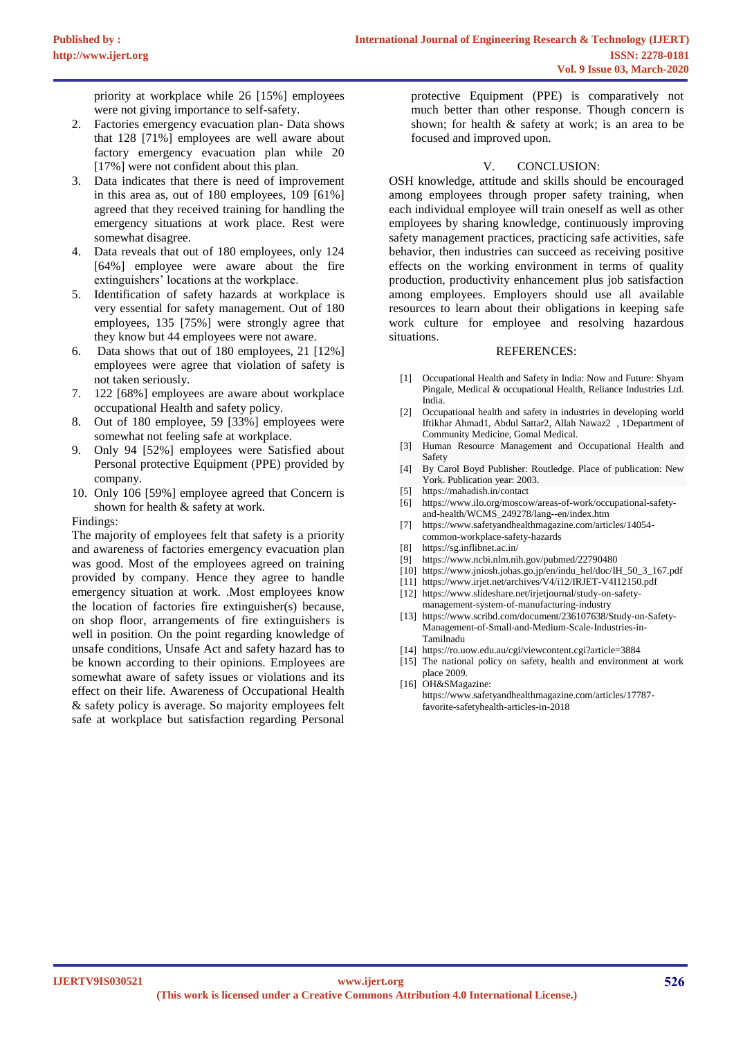priority at workplace while 26 [15%] employees were not giving importance to self-safety.

2. Factories emergency evacuation plan- Data shows that 128 [71%] employees are well aware about factory emergency evacuation plan while 20 [17%] were not confident about this plan.
3. Data indicates that there is need of improvement in this area as, out of 180 employees, 109 [61%] agreed that they received training for handling the emergency situations at work place. Rest were somewhat disagree.
4. Data reveals that out of 180 employees, only 124 [64%] employee were aware about the fire extinguishers' locations at the workplace.
5. Identification of safety hazards at workplace is very essential for safety management. Out of 180 employees, 135 [75%] were strongly agree that they know but 44 employees were not aware.
6. Data shows that out of 180 employees, 21 [12%] employees were agree that violation of safety is not taken seriously.
7. 122 [68%] employees are aware about workplace occupational Health and safety policy.
8. Out of 180 employee, 59 [33%] employees were somewhat not feeling safe at workplace.
9. Only 94 [52%] employees were Satisfied about Personal protective Equipment (PPE) provided by company.
10. Only 106 [59%] employee agreed that Concern is shown for health & safety at work.

Findings:

The majority of employees felt that safety is a priority and awareness of factories emergency evacuation plan was good. Most of the employees agreed on training provided by company. Hence they agree to handle emergency situation at work. .Most employees know the location of factories fire extinguisher(s) because, on shop floor, arrangements of fire extinguishers is well in position. On the point regarding knowledge of unsafe conditions, Unsafe Act and safety hazard has to be known according to their opinions. Employees are somewhat aware of safety issues or violations and its effect on their life. Awareness of Occupational Health & safety policy is average. So majority employees felt safe at workplace but satisfaction regarding Personal protective Equipment (PPE) is comparatively not much better than other response. Though concern is shown; for health & safety at work; is an area to be focused and improved upon.

## V. CONCLUSION:

OSH knowledge, attitude and skills should be encouraged among employees through proper safety training, when each individual employee will train oneself as well as other employees by sharing knowledge, continuously improving safety management practices, practicing safe activities, safe behavior, then industries can succeed as receiving positive effects on the working environment in terms of quality production, productivity enhancement plus job satisfaction among employees. Employers should use all available resources to learn about their obligations in keeping safe work culture for employee and resolving hazardous situations.

## REFERENCES:

[1] Occupational Health and Safety in India: Now and Future: Shyam Pingale, Medical & occupational Health, Reliance Industries Ltd. India.

[2] Occupational health and safety in industries in developing world Iftikhar Ahmad1, Abdul Sattar2, Allah Nawaz2 , 1Department of Community Medicine, Gomal Medical.

[3] Human Resource Management and Occupational Health and Safety

[4] By Carol Boyd Publisher: Routledge. Place of publication: New York. Publication year: 2003.

[5] https://mahadish.in/contact

[6] https://www.ilo.org/moscow/areas-of-work/occupational-safety-and-health/WCMS_249278/lang--en/index.htm

[7] https://www.safetyandhealthmagazine.com/articles/14054-common-workplace-safety-hazards

[8] https://sg.inflibnet.ac.in/

[9] https://www.ncbi.nlm.nih.gov/pubmed/22790480

[10] https://www.jniosh.johas.go.jp/en/indu_hel/doc/IH_50_3_167.pdf

[11] https://www.irjet.net/archives/V4/i12/IRJET-V4I12150.pdf

[12] https://www.slideshare.net/irjetjournal/study-on-safety-management-system-of-manufacturing-industry

[13] https://www.scribd.com/document/236107638/Study-on-Safety-Management-of-Small-and-Medium-Scale-Industries-in-Tamilnadu

[14] https://ro.uow.edu.au/cgi/viewcontent.cgi?article=3884

[15] The national policy on safety, health and environment at work place 2009.

[16] OH&SMagazine: https://www.safetyandhealthmagazine.com/articles/17787-favorite-safetyhealth-articles-in-2018